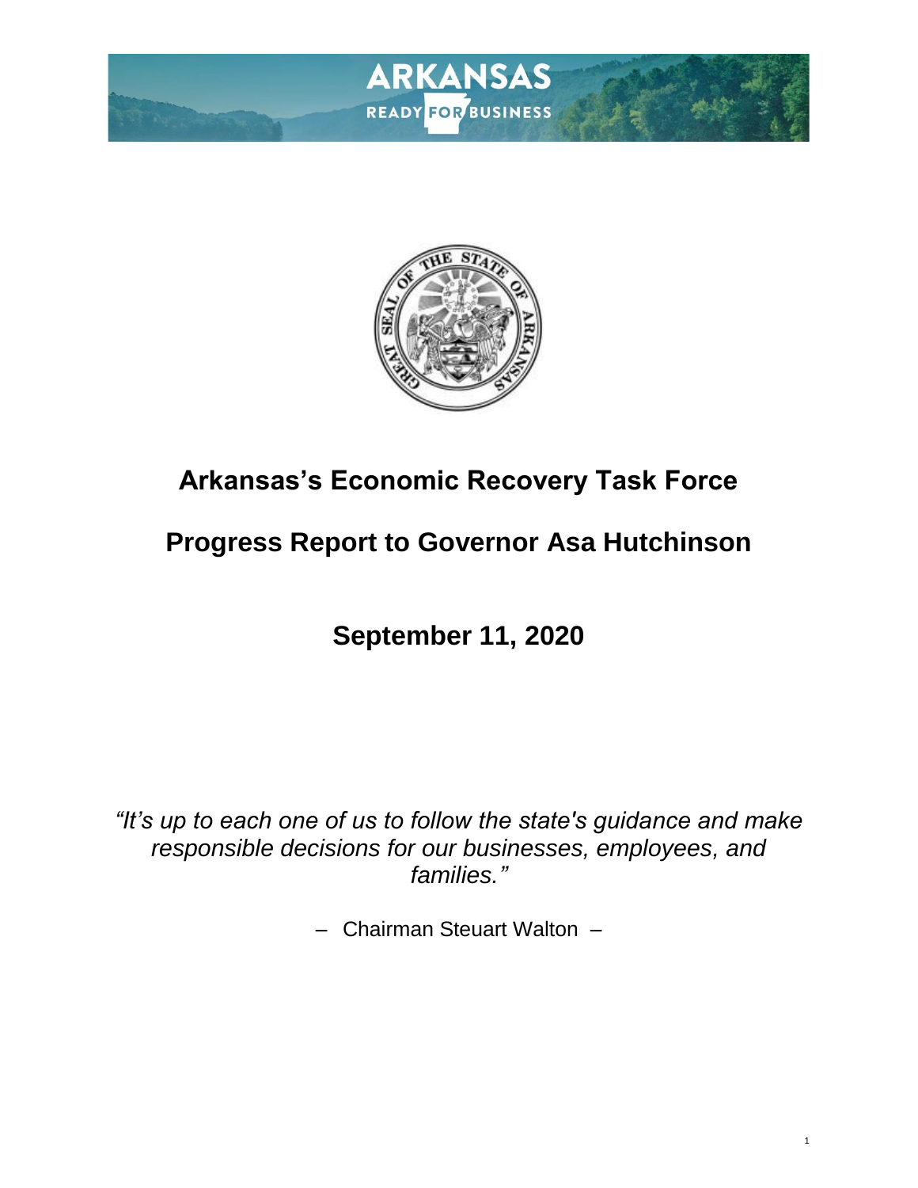# Arkansas's Economic Recovery Task Force

## Progress Report to Governor Asa Hutchinson

## September 11, 2020

*"It's up to each one of us to follow the state's guidance and make responsible decisions for our businesses, employees, and families."*

– Chairman Steuart Walton –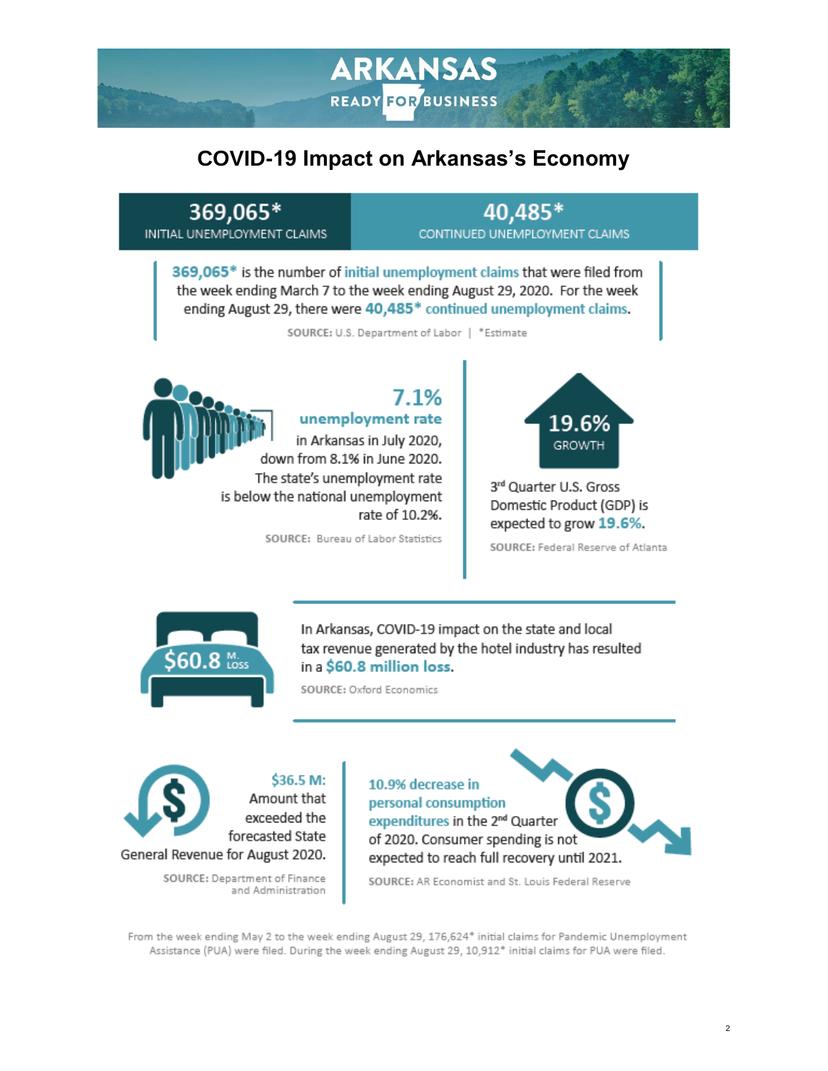ARKANSAS

READY FOR BUSINESS

# COVID-19 Impact on Arkansas's Economy

| 369,065* | 40,485* |
|---|---|
| INITIAL UNEMPLOYMENT CLAIMS | CONTINUED UNEMPLOYMENT CLAIMS |

**369,065*** is the number of **initial unemployment claims** that were filed from the week ending March 7 to the week ending August 29, 2020. For the week ending August 29, there were **40,485* continued unemployment claims**.

**SOURCE:** U.S. Department of Labor | *Estimate

**7.1%**
**unemployment rate**
in Arkansas in July 2020, down from 8.1% in June 2020. The state's unemployment rate is below the national unemployment rate of 10.2%.

**SOURCE:** Bureau of Labor Statistics

**19.6%**
GROWTH

3rd Quarter U.S. Gross Domestic Product (GDP) is expected to grow **19.6%**.

**SOURCE:** Federal Reserve of Atlanta

$60.8 M. LOSS

In Arkansas, COVID-19 impact on the state and local tax revenue generated by the hotel industry has resulted in a **$60.8 million loss**.

**SOURCE:** Oxford Economics

**$36.5 M:** Amount that exceeded the forecasted State General Revenue for August 2020.

**SOURCE:** Department of Finance and Administration

**10.9% decrease in personal consumption expenditures** in the 2nd Quarter of 2020. Consumer spending is not expected to reach full recovery until 2021.

**SOURCE:** AR Economist and St. Louis Federal Reserve

From the week ending May 2 to the week ending August 29, 176,624* initial claims for Pandemic Unemployment Assistance (PUA) were filed. During the week ending August 29, 10,912* initial claims for PUA were filed.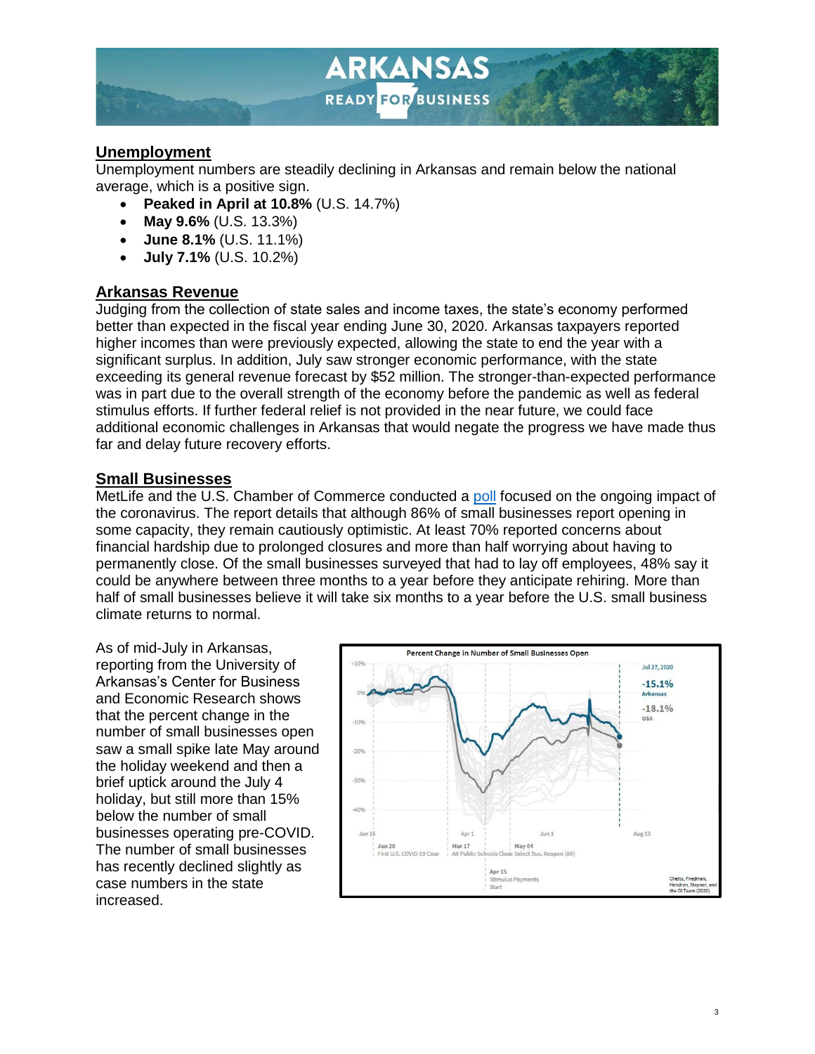## Unemployment

Unemployment numbers are steadily declining in Arkansas and remain below the national average, which is a positive sign.

- **Peaked in April at 10.8%** (U.S. 14.7%)
- **May 9.6%** (U.S. 13.3%)
- **June 8.1%** (U.S. 11.1%)
- **July 7.1%** (U.S. 10.2%)

## Arkansas Revenue

Judging from the collection of state sales and income taxes, the state's economy performed better than expected in the fiscal year ending June 30, 2020. Arkansas taxpayers reported higher incomes than were previously expected, allowing the state to end the year with a significant surplus. In addition, July saw stronger economic performance, with the state exceeding its general revenue forecast by $52 million. The stronger-than-expected performance was in part due to the overall strength of the economy before the pandemic as well as federal stimulus efforts. If further federal relief is not provided in the near future, we could face additional economic challenges in Arkansas that would negate the progress we have made thus far and delay future recovery efforts.

## Small Businesses

MetLife and the U.S. Chamber of Commerce conducted a poll focused on the ongoing impact of the coronavirus. The report details that although 86% of small businesses report opening in some capacity, they remain cautiously optimistic. At least 70% reported concerns about financial hardship due to prolonged closures and more than half worrying about having to permanently close. Of the small businesses surveyed that had to lay off employees, 48% say it could be anywhere between three months to a year before they anticipate rehiring. More than half of small businesses believe it will take six months to a year before the U.S. small business climate returns to normal.

As of mid-July in Arkansas, reporting from the University of Arkansas's Center for Business and Economic Research shows that the percent change in the number of small businesses open saw a small spike late May around the holiday weekend and then a brief uptick around the July 4 holiday, but still more than 15% below the number of small businesses operating pre-COVID. The number of small businesses has recently declined slightly as case numbers in the state increased.

**Percent Change in Number of Small Businesses Open**

Jul 27, 2020: -15.1% Arkansas; -18.1% USA

Jan 20 – First U.S. COVID-19 Case; Mar 17 – AR Public Schools Close; Apr 15 – Stimulus Payments Start; May 04 – Select Bus. Reopen (AR)

Chetty, Friedman, Hendren, Stepner, and the OI Team (2020)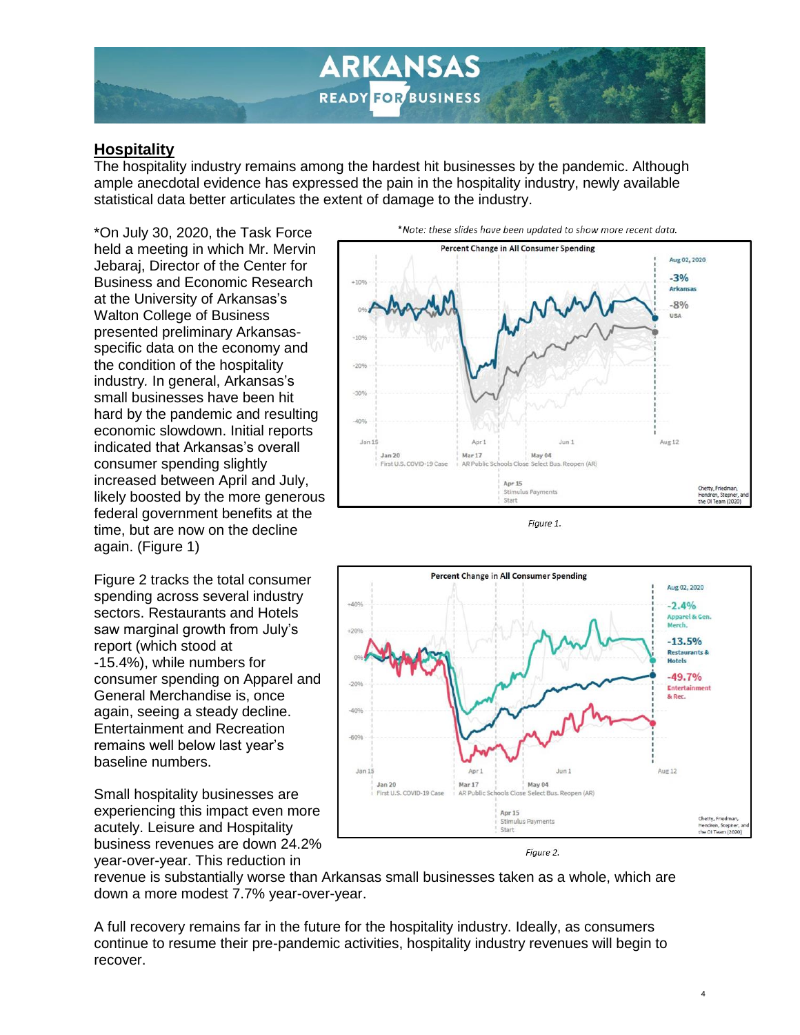## Hospitality

The hospitality industry remains among the hardest hit businesses by the pandemic. Although ample anecdotal evidence has expressed the pain in the hospitality industry, newly available statistical data better articulates the extent of damage to the industry.

*On July 30, 2020, the Task Force held a meeting in which Mr. Mervin Jebaraj, Director of the Center for Business and Economic Research at the University of Arkansas's Walton College of Business presented preliminary Arkansas-specific data on the economy and the condition of the hospitality industry. In general, Arkansas's small businesses have been hit hard by the pandemic and resulting economic slowdown. Initial reports indicated that Arkansas's overall consumer spending slightly increased between April and July, likely boosted by the more generous federal government benefits at the time, but are now on the decline again. (Figure 1)

*Note: these slides have been updated to show more recent data.*

*Figure 1.*

Figure 2 tracks the total consumer spending across several industry sectors. Restaurants and Hotels saw marginal growth from July's report (which stood at -15.4%), while numbers for consumer spending on Apparel and General Merchandise is, once again, seeing a steady decline. Entertainment and Recreation remains well below last year's baseline numbers.

*Figure 2.*

Small hospitality businesses are experiencing this impact even more acutely. Leisure and Hospitality business revenues are down 24.2% year-over-year. This reduction in revenue is substantially worse than Arkansas small businesses taken as a whole, which are down a more modest 7.7% year-over-year.

A full recovery remains far in the future for the hospitality industry. Ideally, as consumers continue to resume their pre-pandemic activities, hospitality industry revenues will begin to recover.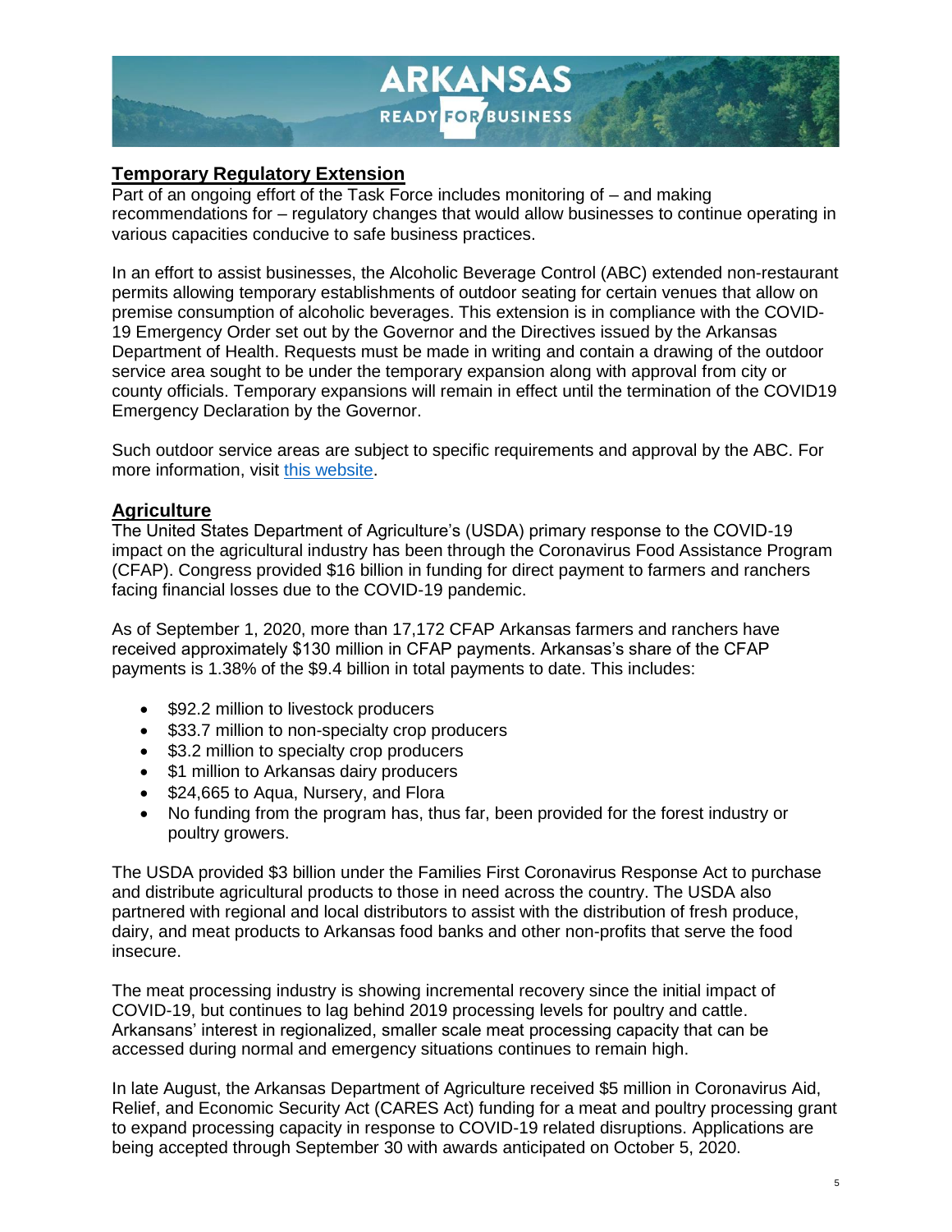## Temporary Regulatory Extension

Part of an ongoing effort of the Task Force includes monitoring of – and making recommendations for – regulatory changes that would allow businesses to continue operating in various capacities conducive to safe business practices.

In an effort to assist businesses, the Alcoholic Beverage Control (ABC) extended non-restaurant permits allowing temporary establishments of outdoor seating for certain venues that allow on premise consumption of alcoholic beverages. This extension is in compliance with the COVID-19 Emergency Order set out by the Governor and the Directives issued by the Arkansas Department of Health. Requests must be made in writing and contain a drawing of the outdoor service area sought to be under the temporary expansion along with approval from city or county officials. Temporary expansions will remain in effect until the termination of the COVID19 Emergency Declaration by the Governor.

Such outdoor service areas are subject to specific requirements and approval by the ABC. For more information, visit this website.

## Agriculture

The United States Department of Agriculture's (USDA) primary response to the COVID-19 impact on the agricultural industry has been through the Coronavirus Food Assistance Program (CFAP). Congress provided $16 billion in funding for direct payment to farmers and ranchers facing financial losses due to the COVID-19 pandemic.

As of September 1, 2020, more than 17,172 CFAP Arkansas farmers and ranchers have received approximately $130 million in CFAP payments. Arkansas's share of the CFAP payments is 1.38% of the $9.4 billion in total payments to date. This includes:

- $92.2 million to livestock producers
- $33.7 million to non-specialty crop producers
- $3.2 million to specialty crop producers
- $1 million to Arkansas dairy producers
- $24,665 to Aqua, Nursery, and Flora
- No funding from the program has, thus far, been provided for the forest industry or poultry growers.

The USDA provided $3 billion under the Families First Coronavirus Response Act to purchase and distribute agricultural products to those in need across the country. The USDA also partnered with regional and local distributors to assist with the distribution of fresh produce, dairy, and meat products to Arkansas food banks and other non-profits that serve the food insecure.

The meat processing industry is showing incremental recovery since the initial impact of COVID-19, but continues to lag behind 2019 processing levels for poultry and cattle. Arkansans' interest in regionalized, smaller scale meat processing capacity that can be accessed during normal and emergency situations continues to remain high.

In late August, the Arkansas Department of Agriculture received $5 million in Coronavirus Aid, Relief, and Economic Security Act (CARES Act) funding for a meat and poultry processing grant to expand processing capacity in response to COVID-19 related disruptions. Applications are being accepted through September 30 with awards anticipated on October 5, 2020.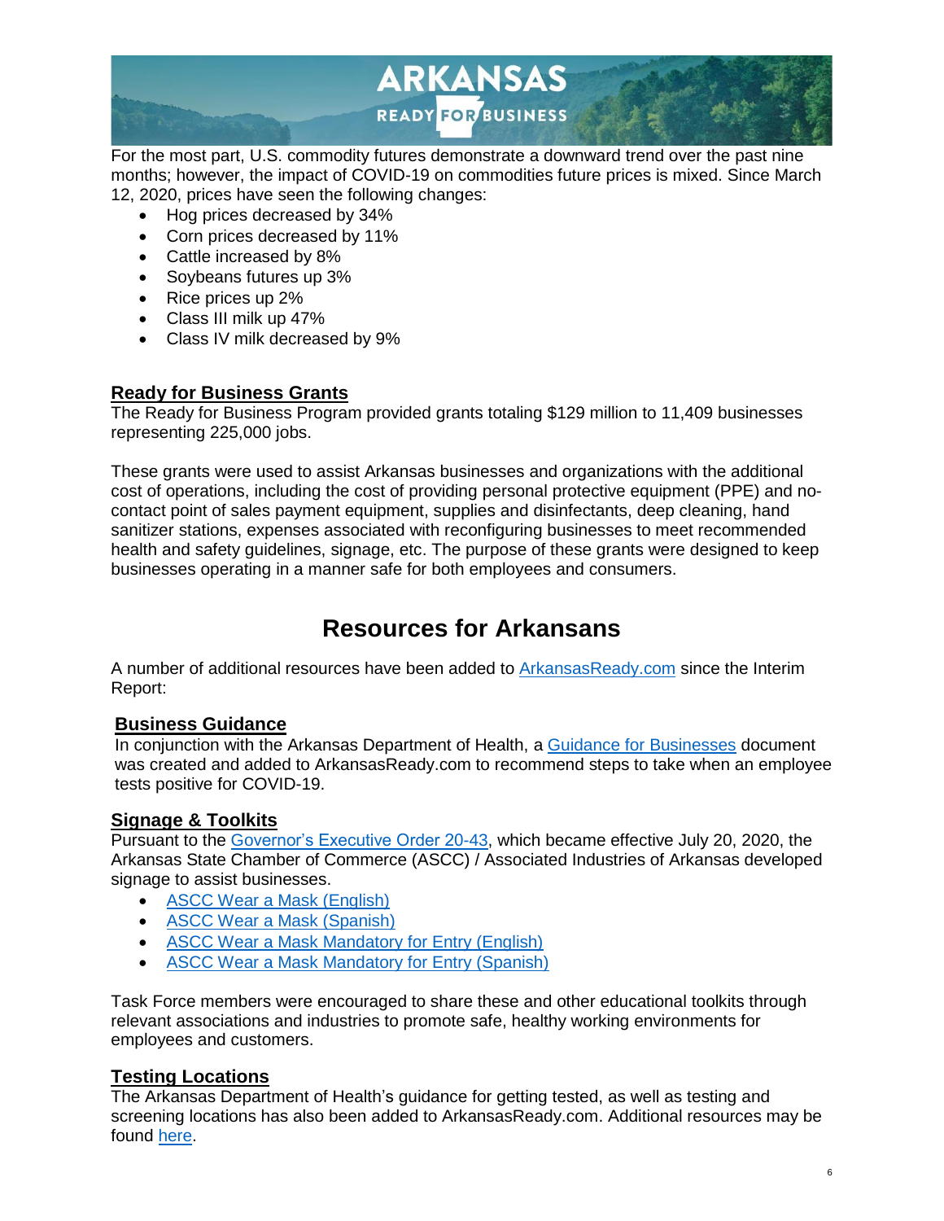For the most part, U.S. commodity futures demonstrate a downward trend over the past nine months; however, the impact of COVID-19 on commodities future prices is mixed. Since March 12, 2020, prices have seen the following changes:

- Hog prices decreased by 34%
- Corn prices decreased by 11%
- Cattle increased by 8%
- Soybeans futures up 3%
- Rice prices up 2%
- Class III milk up 47%
- Class IV milk decreased by 9%

### Ready for Business Grants

The Ready for Business Program provided grants totaling $129 million to 11,409 businesses representing 225,000 jobs.

These grants were used to assist Arkansas businesses and organizations with the additional cost of operations, including the cost of providing personal protective equipment (PPE) and no-contact point of sales payment equipment, supplies and disinfectants, deep cleaning, hand sanitizer stations, expenses associated with reconfiguring businesses to meet recommended health and safety guidelines, signage, etc. The purpose of these grants were designed to keep businesses operating in a manner safe for both employees and consumers.

## Resources for Arkansans

A number of additional resources have been added to ArkansasReady.com since the Interim Report:

### Business Guidance

In conjunction with the Arkansas Department of Health, a Guidance for Businesses document was created and added to ArkansasReady.com to recommend steps to take when an employee tests positive for COVID-19.

### Signage & Toolkits

Pursuant to the Governor's Executive Order 20-43, which became effective July 20, 2020, the Arkansas State Chamber of Commerce (ASCC) / Associated Industries of Arkansas developed signage to assist businesses.

- ASCC Wear a Mask (English)
- ASCC Wear a Mask (Spanish)
- ASCC Wear a Mask Mandatory for Entry (English)
- ASCC Wear a Mask Mandatory for Entry (Spanish)

Task Force members were encouraged to share these and other educational toolkits through relevant associations and industries to promote safe, healthy working environments for employees and customers.

### Testing Locations

The Arkansas Department of Health's guidance for getting tested, as well as testing and screening locations has also been added to ArkansasReady.com. Additional resources may be found here.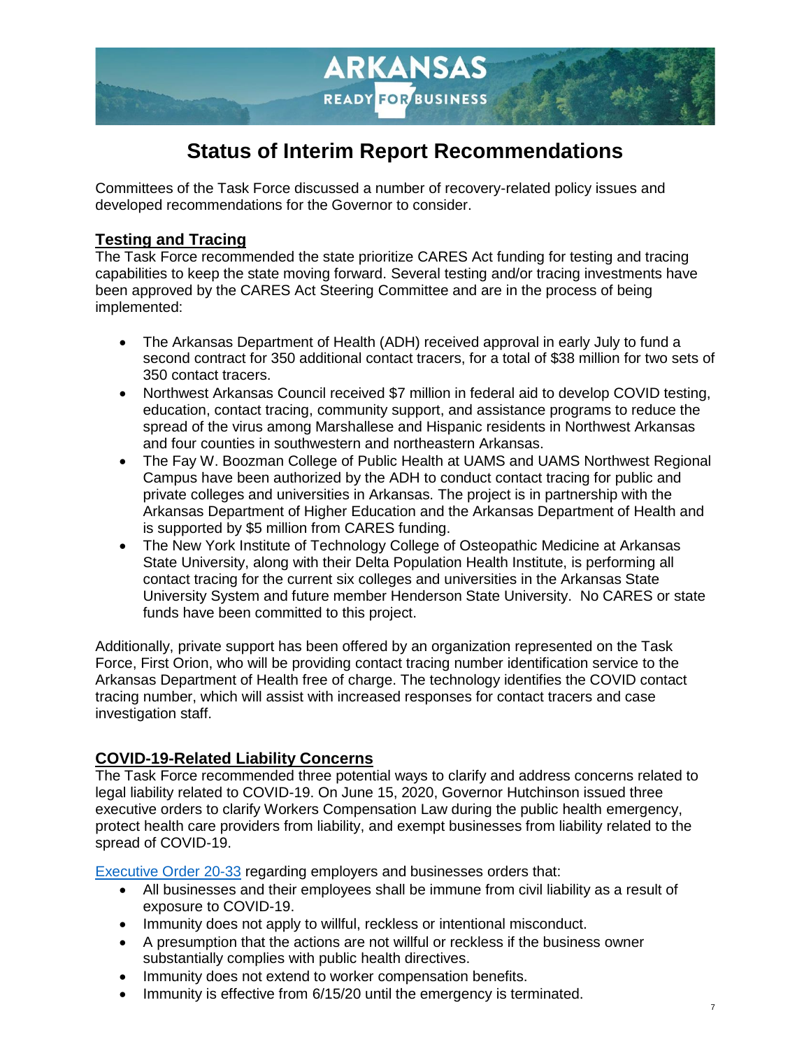# Status of Interim Report Recommendations

Committees of the Task Force discussed a number of recovery-related policy issues and developed recommendations for the Governor to consider.

## Testing and Tracing

The Task Force recommended the state prioritize CARES Act funding for testing and tracing capabilities to keep the state moving forward. Several testing and/or tracing investments have been approved by the CARES Act Steering Committee and are in the process of being implemented:

- The Arkansas Department of Health (ADH) received approval in early July to fund a second contract for 350 additional contact tracers, for a total of $38 million for two sets of 350 contact tracers.
- Northwest Arkansas Council received $7 million in federal aid to develop COVID testing, education, contact tracing, community support, and assistance programs to reduce the spread of the virus among Marshallese and Hispanic residents in Northwest Arkansas and four counties in southwestern and northeastern Arkansas.
- The Fay W. Boozman College of Public Health at UAMS and UAMS Northwest Regional Campus have been authorized by the ADH to conduct contact tracing for public and private colleges and universities in Arkansas. The project is in partnership with the Arkansas Department of Higher Education and the Arkansas Department of Health and is supported by $5 million from CARES funding.
- The New York Institute of Technology College of Osteopathic Medicine at Arkansas State University, along with their Delta Population Health Institute, is performing all contact tracing for the current six colleges and universities in the Arkansas State University System and future member Henderson State University. No CARES or state funds have been committed to this project.

Additionally, private support has been offered by an organization represented on the Task Force, First Orion, who will be providing contact tracing number identification service to the Arkansas Department of Health free of charge. The technology identifies the COVID contact tracing number, which will assist with increased responses for contact tracers and case investigation staff.

## COVID-19-Related Liability Concerns

The Task Force recommended three potential ways to clarify and address concerns related to legal liability related to COVID-19. On June 15, 2020, Governor Hutchinson issued three executive orders to clarify Workers Compensation Law during the public health emergency, protect health care providers from liability, and exempt businesses from liability related to the spread of COVID-19.

Executive Order 20-33 regarding employers and businesses orders that:

- All businesses and their employees shall be immune from civil liability as a result of exposure to COVID-19.
- Immunity does not apply to willful, reckless or intentional misconduct.
- A presumption that the actions are not willful or reckless if the business owner substantially complies with public health directives.
- Immunity does not extend to worker compensation benefits.
- Immunity is effective from 6/15/20 until the emergency is terminated.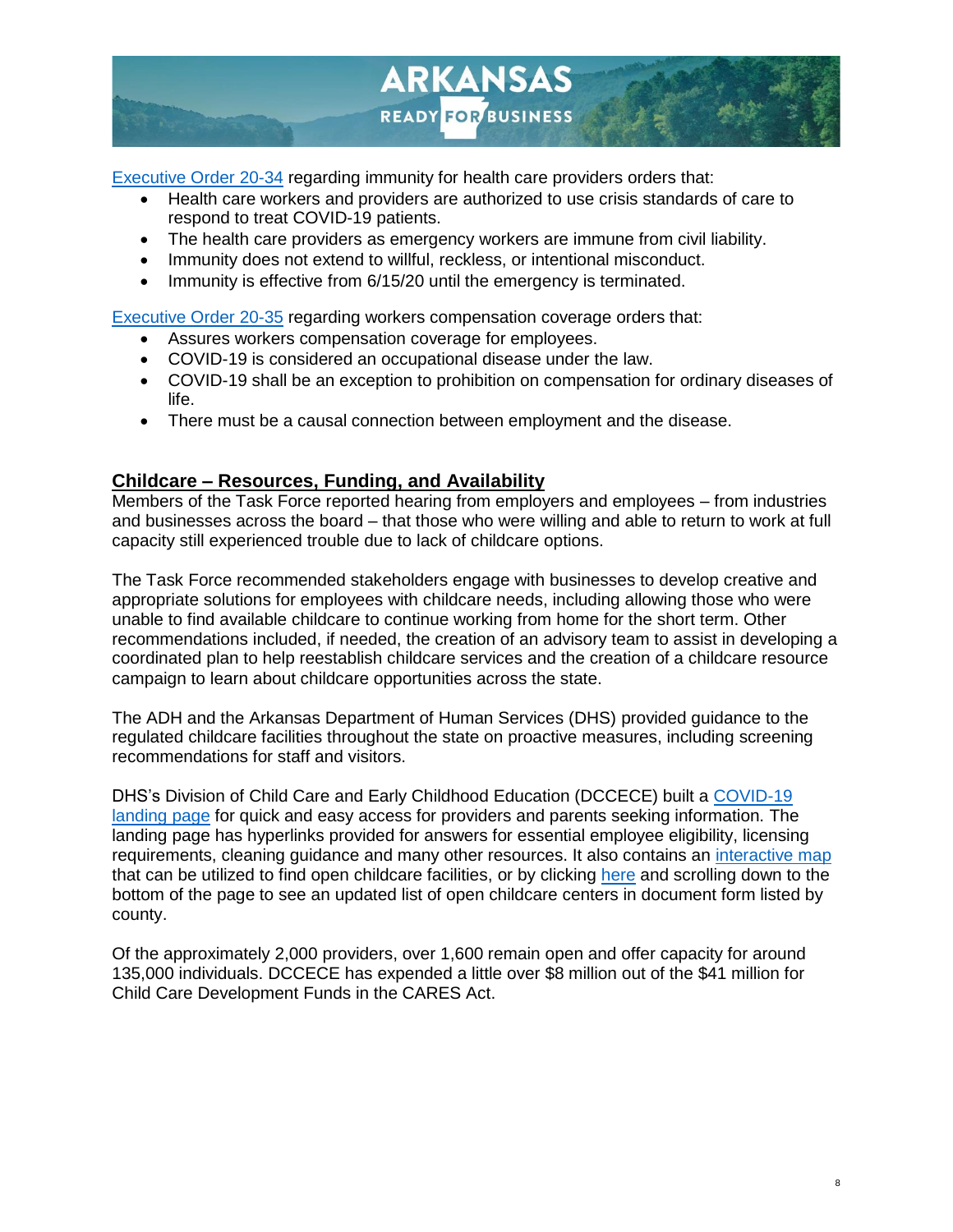Executive Order 20-34 regarding immunity for health care providers orders that:

- Health care workers and providers are authorized to use crisis standards of care to respond to treat COVID-19 patients.
- The health care providers as emergency workers are immune from civil liability.
- Immunity does not extend to willful, reckless, or intentional misconduct.
- Immunity is effective from 6/15/20 until the emergency is terminated.

Executive Order 20-35 regarding workers compensation coverage orders that:

- Assures workers compensation coverage for employees.
- COVID-19 is considered an occupational disease under the law.
- COVID-19 shall be an exception to prohibition on compensation for ordinary diseases of life.
- There must be a causal connection between employment and the disease.

## Childcare – Resources, Funding, and Availability

Members of the Task Force reported hearing from employers and employees – from industries and businesses across the board – that those who were willing and able to return to work at full capacity still experienced trouble due to lack of childcare options.

The Task Force recommended stakeholders engage with businesses to develop creative and appropriate solutions for employees with childcare needs, including allowing those who were unable to find available childcare to continue working from home for the short term. Other recommendations included, if needed, the creation of an advisory team to assist in developing a coordinated plan to help reestablish childcare services and the creation of a childcare resource campaign to learn about childcare opportunities across the state.

The ADH and the Arkansas Department of Human Services (DHS) provided guidance to the regulated childcare facilities throughout the state on proactive measures, including screening recommendations for staff and visitors.

DHS's Division of Child Care and Early Childhood Education (DCCECE) built a COVID-19 landing page for quick and easy access for providers and parents seeking information. The landing page has hyperlinks provided for answers for essential employee eligibility, licensing requirements, cleaning guidance and many other resources. It also contains an interactive map that can be utilized to find open childcare facilities, or by clicking here and scrolling down to the bottom of the page to see an updated list of open childcare centers in document form listed by county.

Of the approximately 2,000 providers, over 1,600 remain open and offer capacity for around 135,000 individuals. DCCECE has expended a little over $8 million out of the $41 million for Child Care Development Funds in the CARES Act.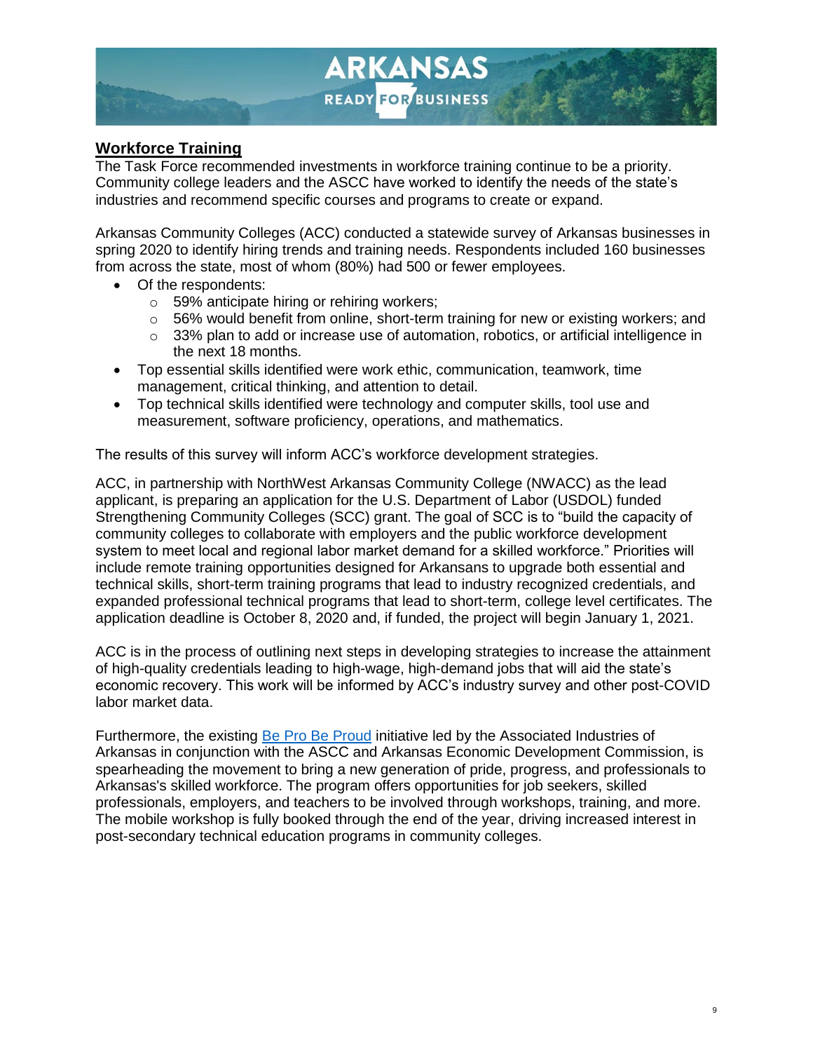## Workforce Training

The Task Force recommended investments in workforce training continue to be a priority. Community college leaders and the ASCC have worked to identify the needs of the state's industries and recommend specific courses and programs to create or expand.

Arkansas Community Colleges (ACC) conducted a statewide survey of Arkansas businesses in spring 2020 to identify hiring trends and training needs. Respondents included 160 businesses from across the state, most of whom (80%) had 500 or fewer employees.

- Of the respondents:
  - 59% anticipate hiring or rehiring workers;
  - 56% would benefit from online, short-term training for new or existing workers; and
  - 33% plan to add or increase use of automation, robotics, or artificial intelligence in the next 18 months.
- Top essential skills identified were work ethic, communication, teamwork, time management, critical thinking, and attention to detail.
- Top technical skills identified were technology and computer skills, tool use and measurement, software proficiency, operations, and mathematics.

The results of this survey will inform ACC's workforce development strategies.

ACC, in partnership with NorthWest Arkansas Community College (NWACC) as the lead applicant, is preparing an application for the U.S. Department of Labor (USDOL) funded Strengthening Community Colleges (SCC) grant. The goal of SCC is to "build the capacity of community colleges to collaborate with employers and the public workforce development system to meet local and regional labor market demand for a skilled workforce." Priorities will include remote training opportunities designed for Arkansans to upgrade both essential and technical skills, short-term training programs that lead to industry recognized credentials, and expanded professional technical programs that lead to short-term, college level certificates. The application deadline is October 8, 2020 and, if funded, the project will begin January 1, 2021.

ACC is in the process of outlining next steps in developing strategies to increase the attainment of high-quality credentials leading to high-wage, high-demand jobs that will aid the state's economic recovery. This work will be informed by ACC's industry survey and other post-COVID labor market data.

Furthermore, the existing Be Pro Be Proud initiative led by the Associated Industries of Arkansas in conjunction with the ASCC and Arkansas Economic Development Commission, is spearheading the movement to bring a new generation of pride, progress, and professionals to Arkansas's skilled workforce. The program offers opportunities for job seekers, skilled professionals, employers, and teachers to be involved through workshops, training, and more. The mobile workshop is fully booked through the end of the year, driving increased interest in post-secondary technical education programs in community colleges.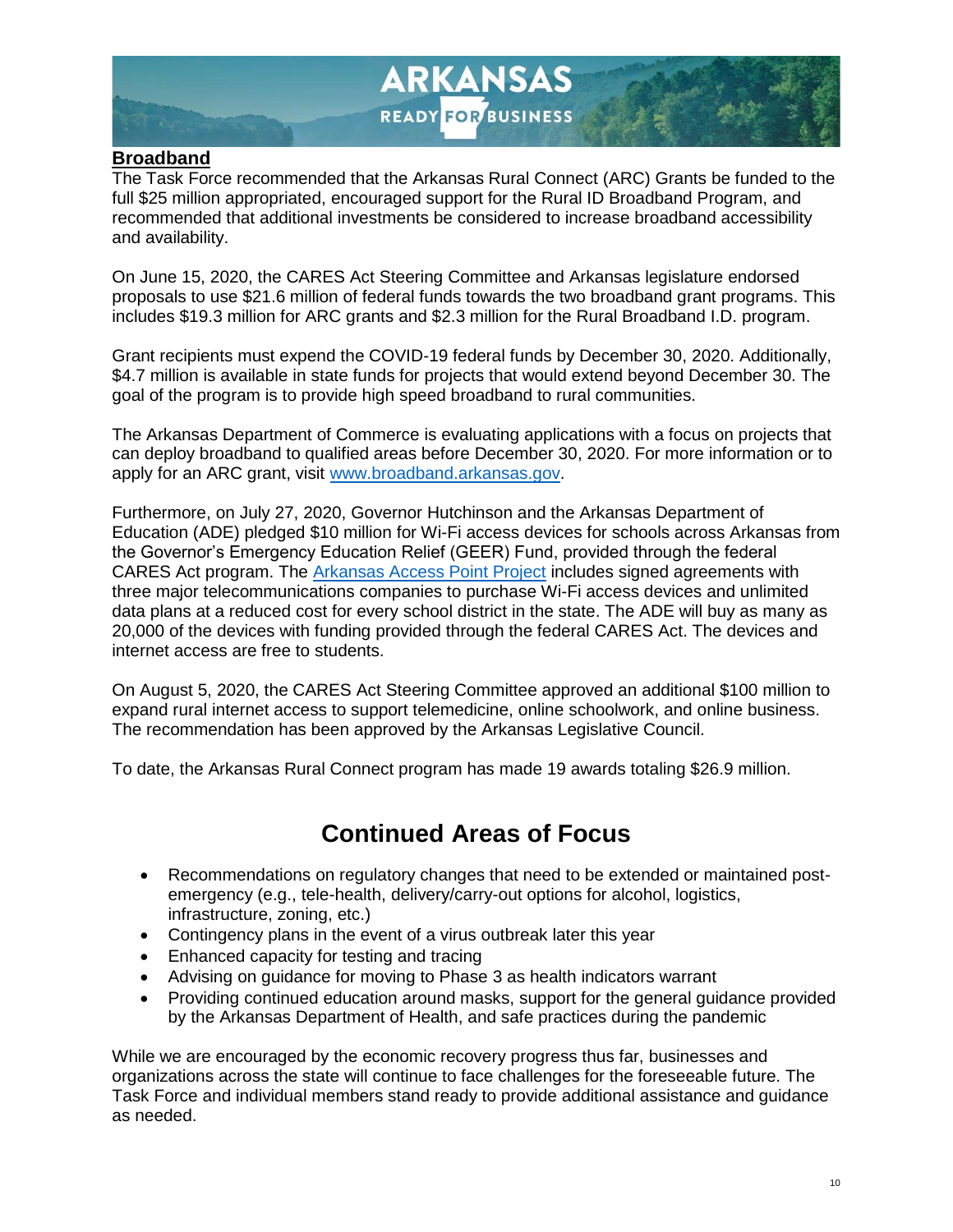**Broadband**

The Task Force recommended that the Arkansas Rural Connect (ARC) Grants be funded to the full $25 million appropriated, encouraged support for the Rural ID Broadband Program, and recommended that additional investments be considered to increase broadband accessibility and availability.

On June 15, 2020, the CARES Act Steering Committee and Arkansas legislature endorsed proposals to use $21.6 million of federal funds towards the two broadband grant programs. This includes $19.3 million for ARC grants and $2.3 million for the Rural Broadband I.D. program.

Grant recipients must expend the COVID-19 federal funds by December 30, 2020. Additionally, $4.7 million is available in state funds for projects that would extend beyond December 30. The goal of the program is to provide high speed broadband to rural communities.

The Arkansas Department of Commerce is evaluating applications with a focus on projects that can deploy broadband to qualified areas before December 30, 2020. For more information or to apply for an ARC grant, visit [www.broadband.arkansas.gov](www.broadband.arkansas.gov).

Furthermore, on July 27, 2020, Governor Hutchinson and the Arkansas Department of Education (ADE) pledged $10 million for Wi-Fi access devices for schools across Arkansas from the Governor's Emergency Education Relief (GEER) Fund, provided through the federal CARES Act program. The Arkansas Access Point Project includes signed agreements with three major telecommunications companies to purchase Wi-Fi access devices and unlimited data plans at a reduced cost for every school district in the state. The ADE will buy as many as 20,000 of the devices with funding provided through the federal CARES Act. The devices and internet access are free to students.

On August 5, 2020, the CARES Act Steering Committee approved an additional $100 million to expand rural internet access to support telemedicine, online schoolwork, and online business. The recommendation has been approved by the Arkansas Legislative Council.

To date, the Arkansas Rural Connect program has made 19 awards totaling $26.9 million.

## Continued Areas of Focus

- Recommendations on regulatory changes that need to be extended or maintained post-emergency (e.g., tele-health, delivery/carry-out options for alcohol, logistics, infrastructure, zoning, etc.)
- Contingency plans in the event of a virus outbreak later this year
- Enhanced capacity for testing and tracing
- Advising on guidance for moving to Phase 3 as health indicators warrant
- Providing continued education around masks, support for the general guidance provided by the Arkansas Department of Health, and safe practices during the pandemic

While we are encouraged by the economic recovery progress thus far, businesses and organizations across the state will continue to face challenges for the foreseeable future. The Task Force and individual members stand ready to provide additional assistance and guidance as needed.